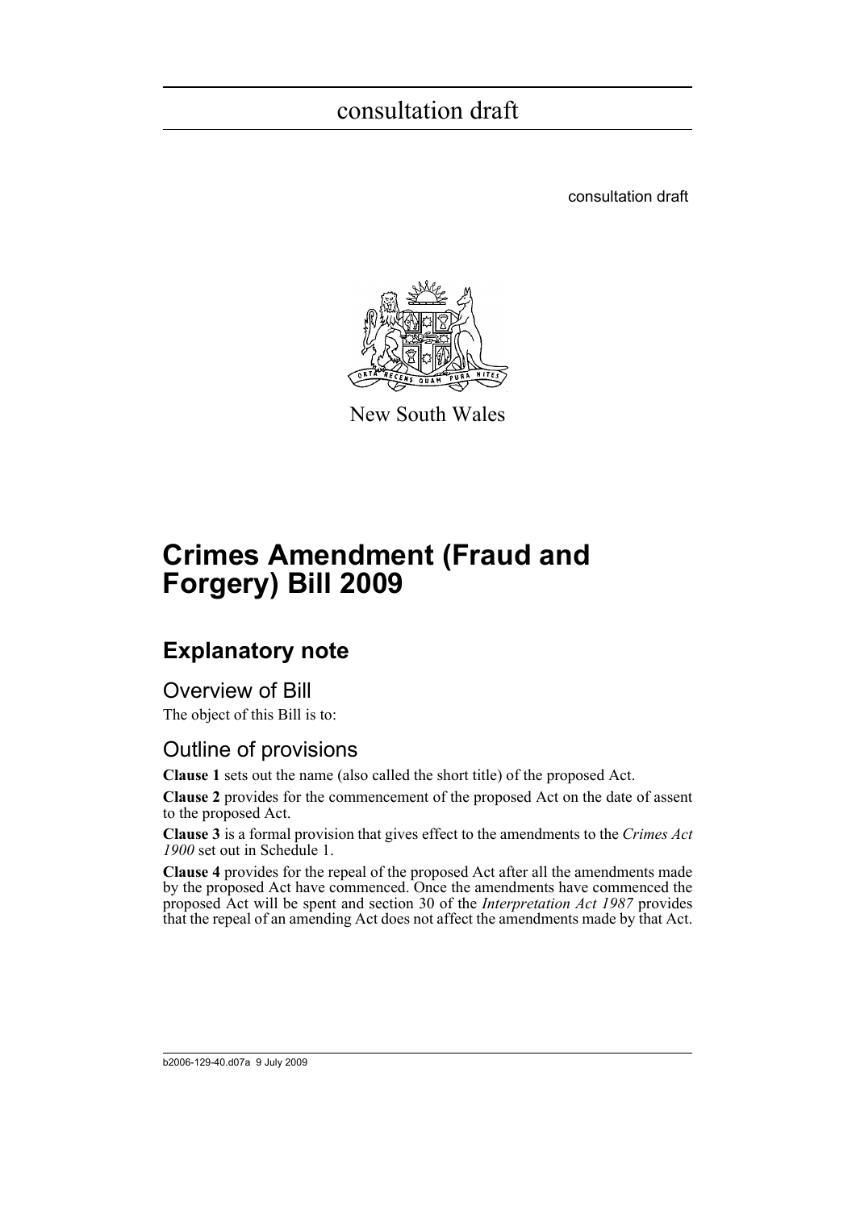consultation draft

consultation draft

New South Wales

# Crimes Amendment (Fraud and Forgery) Bill 2009

## Explanatory note

### Overview of Bill

The object of this Bill is to:

### Outline of provisions

**Clause 1** sets out the name (also called the short title) of the proposed Act.

**Clause 2** provides for the commencement of the proposed Act on the date of assent to the proposed Act.

**Clause 3** is a formal provision that gives effect to the amendments to the *Crimes Act 1900* set out in Schedule 1.

**Clause 4** provides for the repeal of the proposed Act after all the amendments made by the proposed Act have commenced. Once the amendments have commenced the proposed Act will be spent and section 30 of the *Interpretation Act 1987* provides that the repeal of an amending Act does not affect the amendments made by that Act.

b2006-129-40.d07a 9 July 2009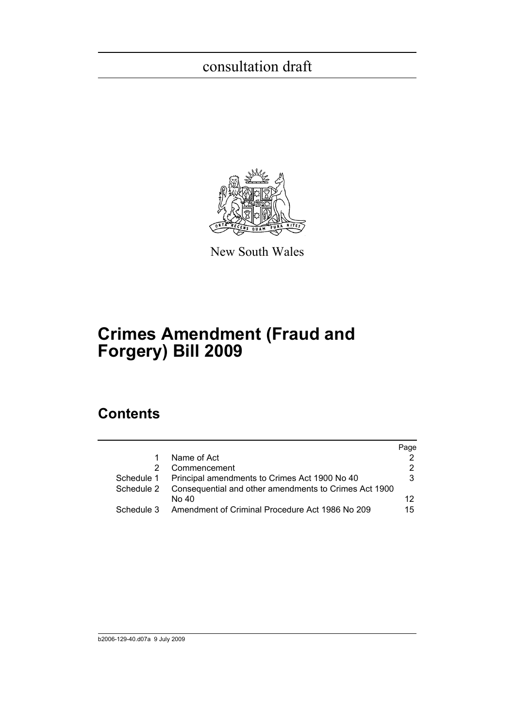consultation draft

New South Wales

# Crimes Amendment (Fraud and Forgery) Bill 2009

## Contents

| | | Page |
|---|---|---|
| 1 | Name of Act | 2 |
| 2 | Commencement | 2 |
| Schedule 1 | Principal amendments to Crimes Act 1900 No 40 | 3 |
| Schedule 2 | Consequential and other amendments to Crimes Act 1900 No 40 | 12 |
| Schedule 3 | Amendment of Criminal Procedure Act 1986 No 209 | 15 |

b2006-129-40.d07a 9 July 2009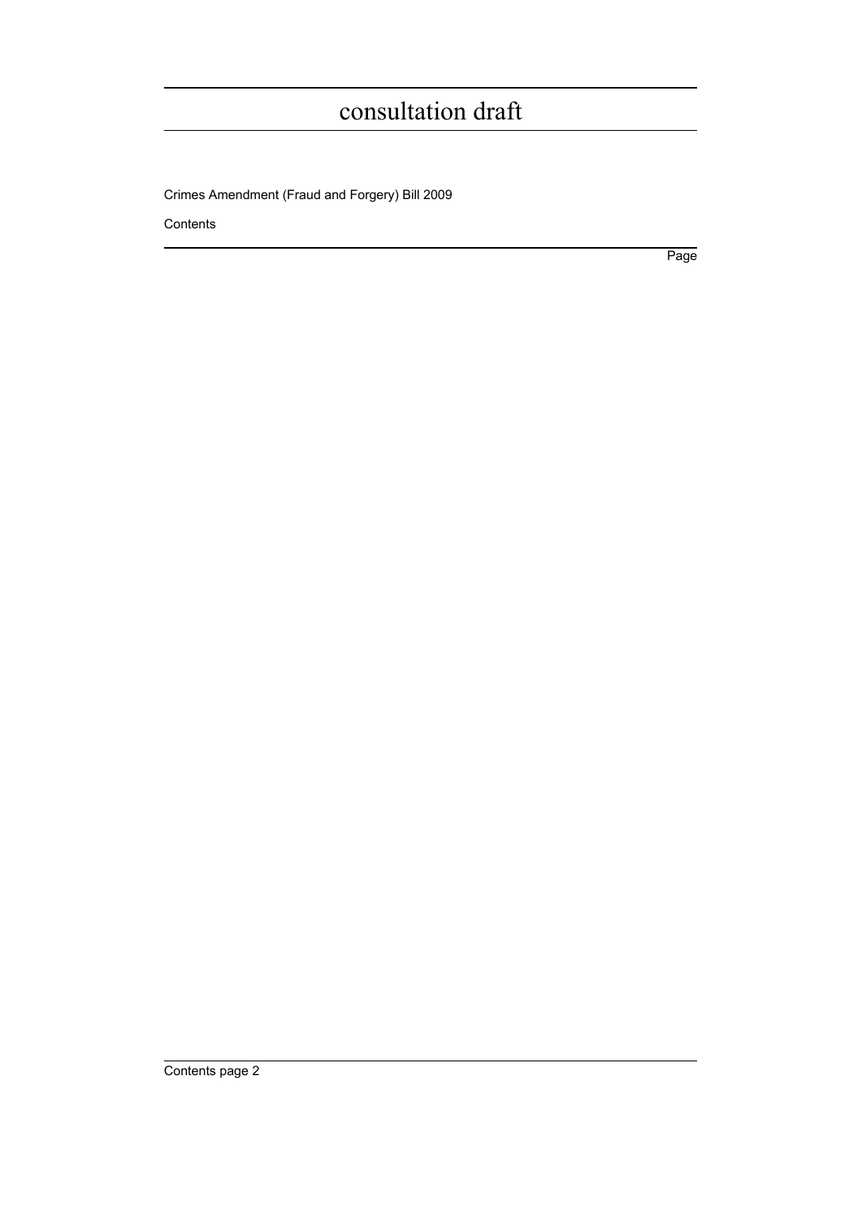consultation draft

Crimes Amendment (Fraud and Forgery) Bill 2009

Contents

Page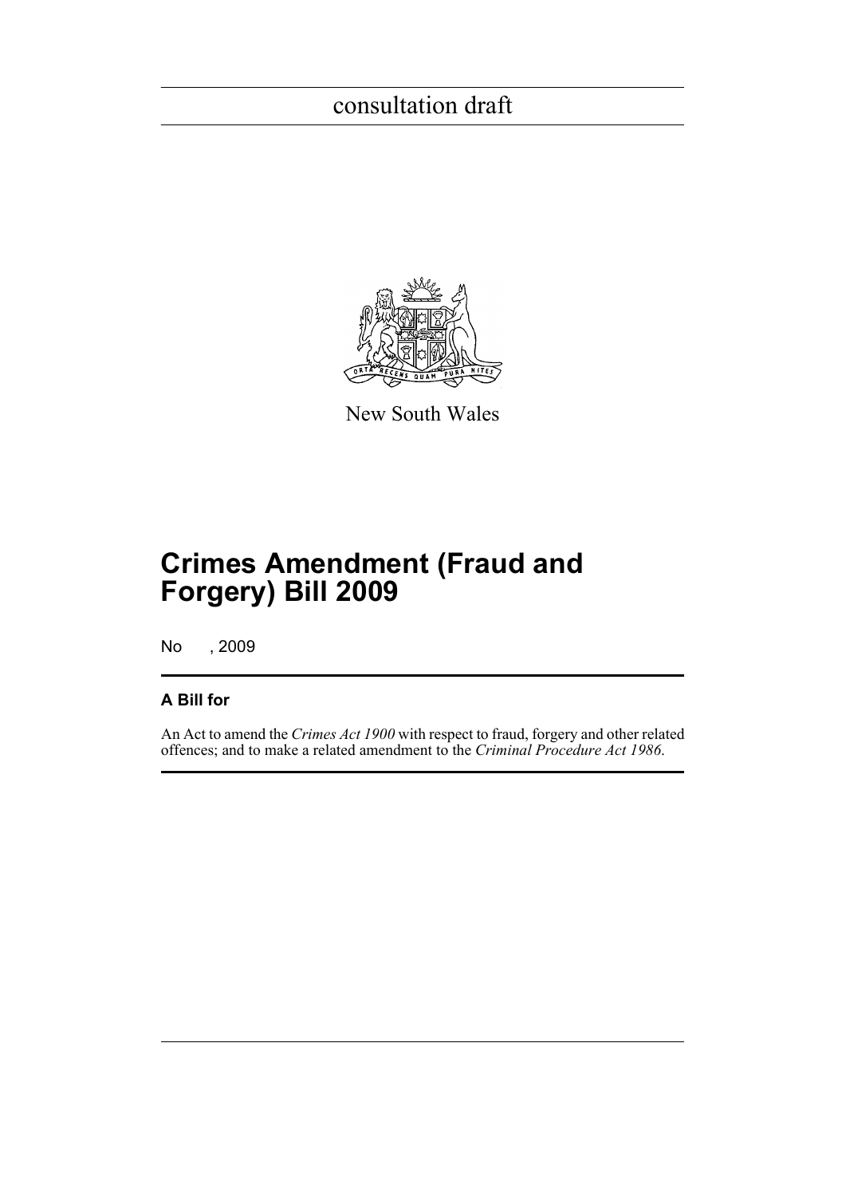consultation draft

New South Wales

# Crimes Amendment (Fraud and Forgery) Bill 2009

No , 2009

## A Bill for

An Act to amend the *Crimes Act 1900* with respect to fraud, forgery and other related offences; and to make a related amendment to the *Criminal Procedure Act 1986*.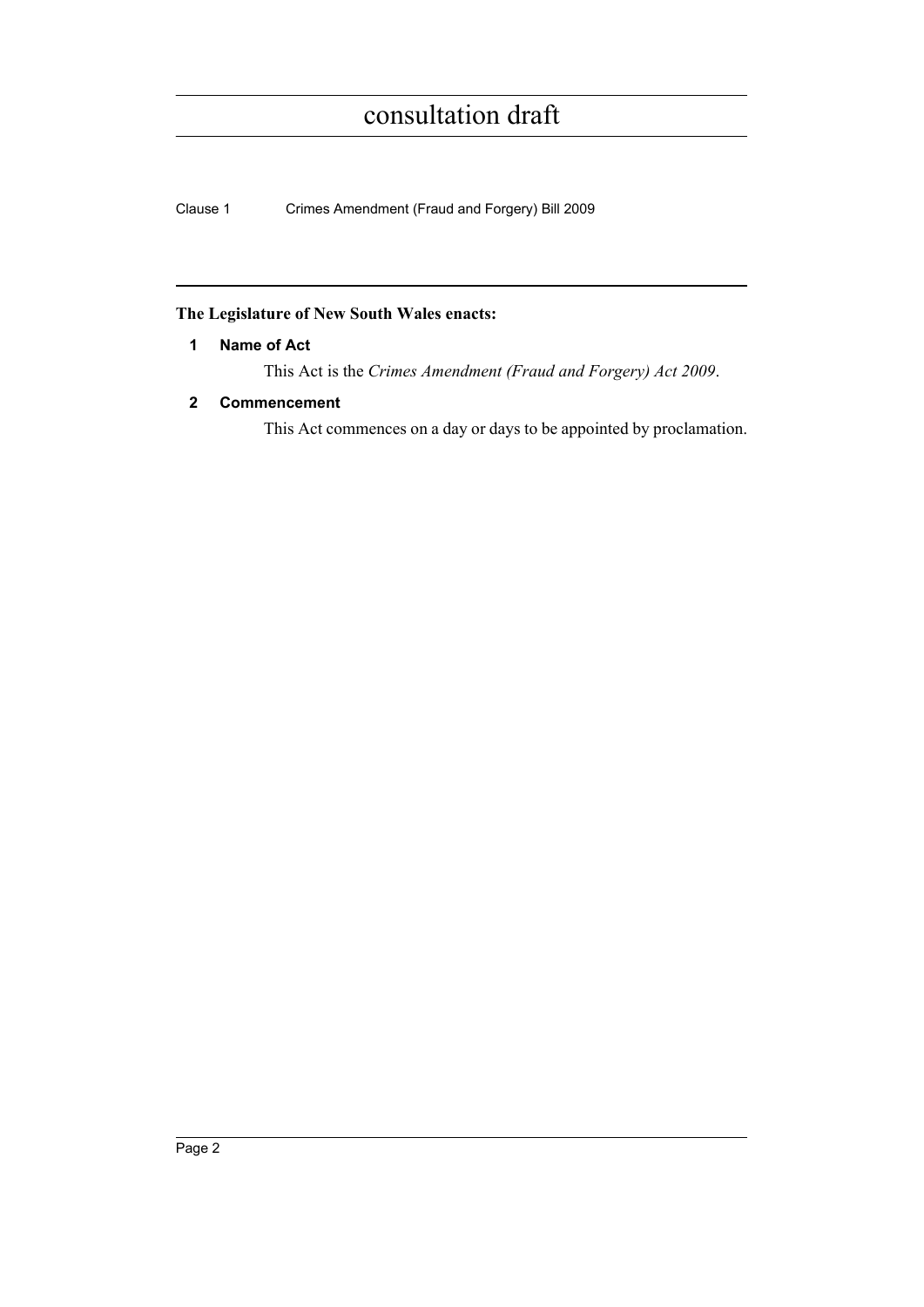**The Legislature of New South Wales enacts:**

**1 Name of Act**

This Act is the *Crimes Amendment (Fraud and Forgery) Act 2009*.

**2 Commencement**

This Act commences on a day or days to be appointed by proclamation.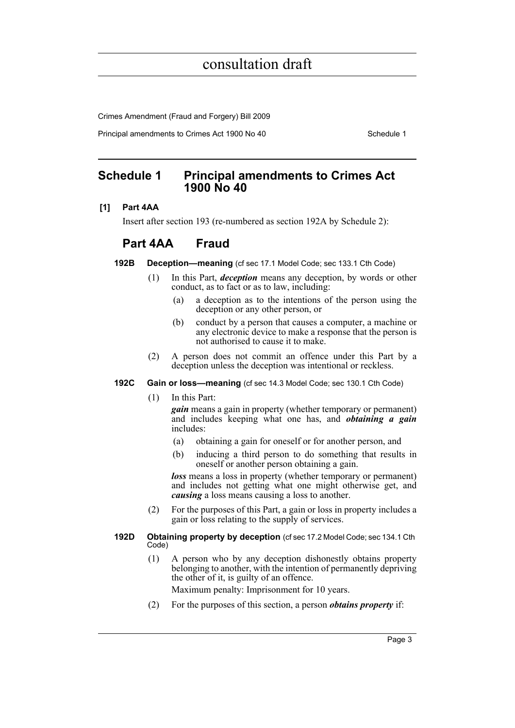## Schedule 1 Principal amendments to Crimes Act 1900 No 40

**[1] Part 4AA**

Insert after section 193 (re-numbered as section 192A by Schedule 2):

### Part 4AA Fraud

**192B Deception—meaning** (cf sec 17.1 Model Code; sec 133.1 Cth Code)

(1) In this Part, ***deception*** means any deception, by words or other conduct, as to fact or as to law, including:

(a) a deception as to the intentions of the person using the deception or any other person, or

(b) conduct by a person that causes a computer, a machine or any electronic device to make a response that the person is not authorised to cause it to make.

(2) A person does not commit an offence under this Part by a deception unless the deception was intentional or reckless.

**192C Gain or loss—meaning** (cf sec 14.3 Model Code; sec 130.1 Cth Code)

(1) In this Part:

***gain*** means a gain in property (whether temporary or permanent) and includes keeping what one has, and ***obtaining a gain*** includes:

(a) obtaining a gain for oneself or for another person, and

(b) inducing a third person to do something that results in oneself or another person obtaining a gain.

***loss*** means a loss in property (whether temporary or permanent) and includes not getting what one might otherwise get, and ***causing*** a loss means causing a loss to another.

(2) For the purposes of this Part, a gain or loss in property includes a gain or loss relating to the supply of services.

**192D Obtaining property by deception** (cf sec 17.2 Model Code; sec 134.1 Cth Code)

(1) A person who by any deception dishonestly obtains property belonging to another, with the intention of permanently depriving the other of it, is guilty of an offence.

Maximum penalty: Imprisonment for 10 years.

(2) For the purposes of this section, a person ***obtains property*** if: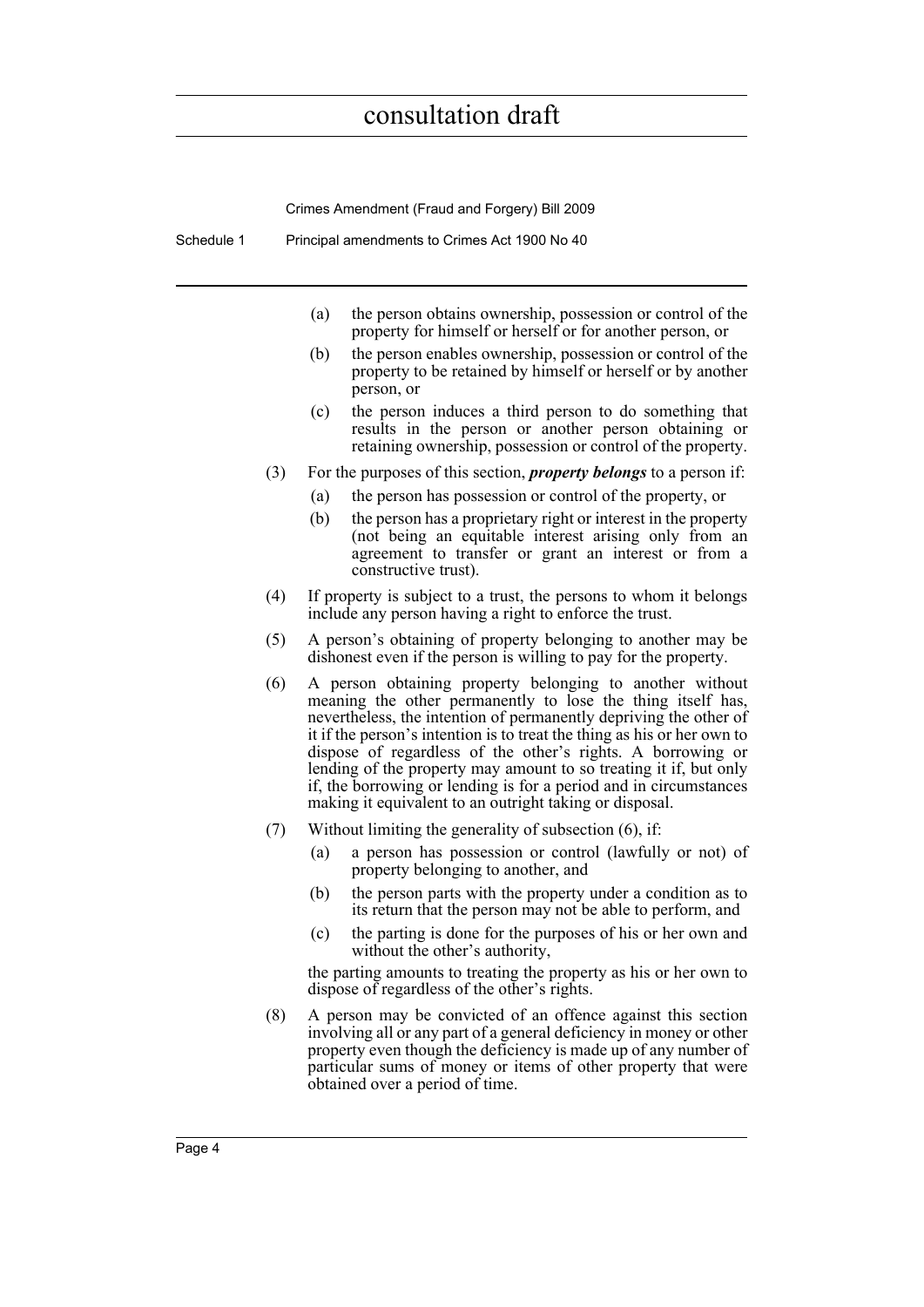(a) the person obtains ownership, possession or control of the property for himself or herself or for another person, or

(b) the person enables ownership, possession or control of the property to be retained by himself or herself or by another person, or

(c) the person induces a third person to do something that results in the person or another person obtaining or retaining ownership, possession or control of the property.

(3) For the purposes of this section, ***property belongs*** to a person if:

(a) the person has possession or control of the property, or

(b) the person has a proprietary right or interest in the property (not being an equitable interest arising only from an agreement to transfer or grant an interest or from a constructive trust).

(4) If property is subject to a trust, the persons to whom it belongs include any person having a right to enforce the trust.

(5) A person's obtaining of property belonging to another may be dishonest even if the person is willing to pay for the property.

(6) A person obtaining property belonging to another without meaning the other permanently to lose the thing itself has, nevertheless, the intention of permanently depriving the other of it if the person's intention is to treat the thing as his or her own to dispose of regardless of the other's rights. A borrowing or lending of the property may amount to so treating it if, but only if, the borrowing or lending is for a period and in circumstances making it equivalent to an outright taking or disposal.

(7) Without limiting the generality of subsection (6), if:

(a) a person has possession or control (lawfully or not) of property belonging to another, and

(b) the person parts with the property under a condition as to its return that the person may not be able to perform, and

(c) the parting is done for the purposes of his or her own and without the other's authority,

the parting amounts to treating the property as his or her own to dispose of regardless of the other's rights.

(8) A person may be convicted of an offence against this section involving all or any part of a general deficiency in money or other property even though the deficiency is made up of any number of particular sums of money or items of other property that were obtained over a period of time.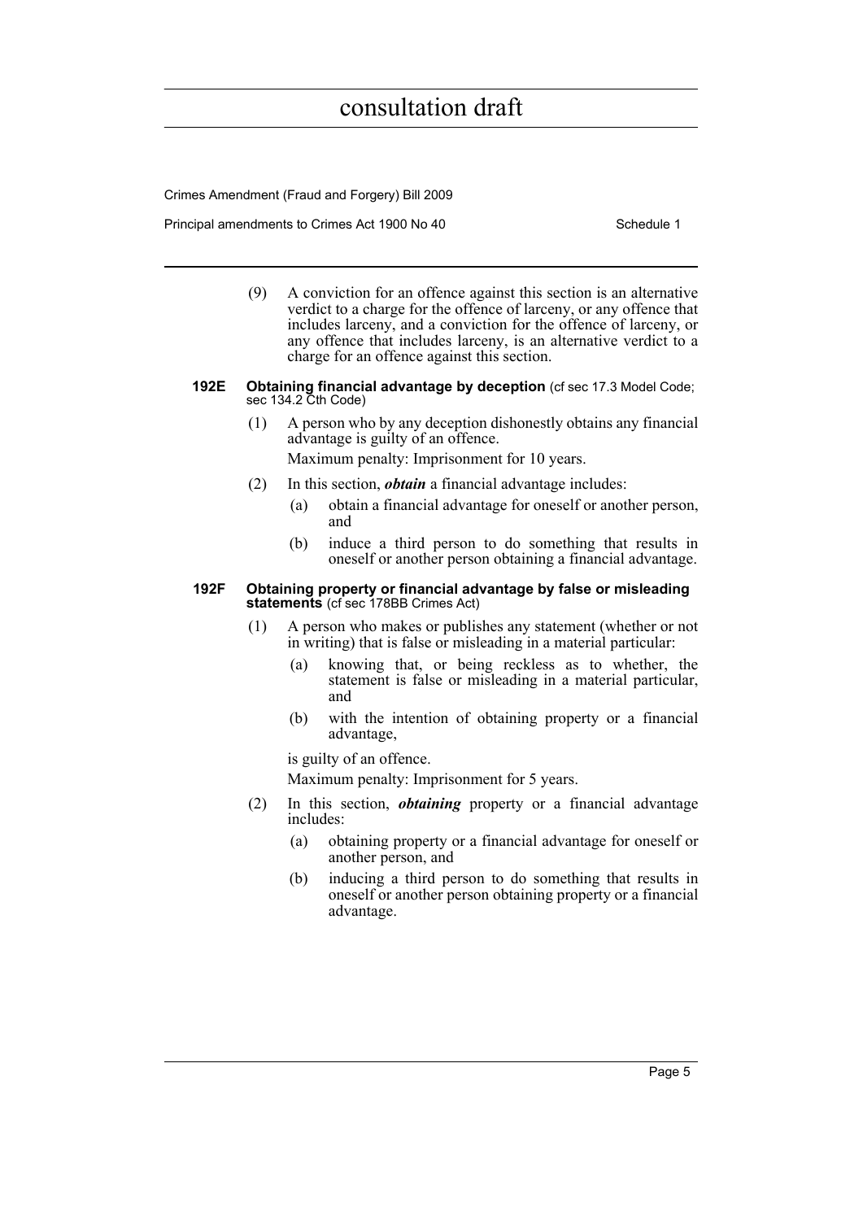(9) A conviction for an offence against this section is an alternative verdict to a charge for the offence of larceny, or any offence that includes larceny, and a conviction for the offence of larceny, or any offence that includes larceny, is an alternative verdict to a charge for an offence against this section.

### 192E Obtaining financial advantage by deception (cf sec 17.3 Model Code; sec 134.2 Cth Code)

(1) A person who by any deception dishonestly obtains any financial advantage is guilty of an offence.

Maximum penalty: Imprisonment for 10 years.

(2) In this section, ***obtain*** a financial advantage includes:

(a) obtain a financial advantage for oneself or another person, and

(b) induce a third person to do something that results in oneself or another person obtaining a financial advantage.

### 192F Obtaining property or financial advantage by false or misleading statements (cf sec 178BB Crimes Act)

(1) A person who makes or publishes any statement (whether or not in writing) that is false or misleading in a material particular:

(a) knowing that, or being reckless as to whether, the statement is false or misleading in a material particular, and

(b) with the intention of obtaining property or a financial advantage,

is guilty of an offence.

Maximum penalty: Imprisonment for 5 years.

(2) In this section, ***obtaining*** property or a financial advantage includes:

(a) obtaining property or a financial advantage for oneself or another person, and

(b) inducing a third person to do something that results in oneself or another person obtaining property or a financial advantage.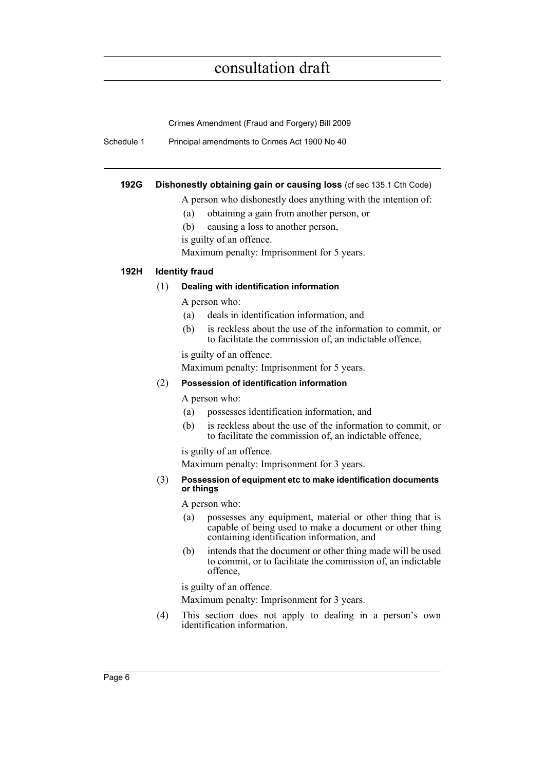### 192G Dishonestly obtaining gain or causing loss (cf sec 135.1 Cth Code)

A person who dishonestly does anything with the intention of:

(a) obtaining a gain from another person, or

(b) causing a loss to another person,

is guilty of an offence.

Maximum penalty: Imprisonment for 5 years.

### 192H Identity fraud

(1) **Dealing with identification information**

A person who:

(a) deals in identification information, and

(b) is reckless about the use of the information to commit, or to facilitate the commission of, an indictable offence,

is guilty of an offence.

Maximum penalty: Imprisonment for 5 years.

(2) **Possession of identification information**

A person who:

(a) possesses identification information, and

(b) is reckless about the use of the information to commit, or to facilitate the commission of, an indictable offence,

is guilty of an offence.

Maximum penalty: Imprisonment for 3 years.

(3) **Possession of equipment etc to make identification documents or things**

A person who:

(a) possesses any equipment, material or other thing that is capable of being used to make a document or other thing containing identification information, and

(b) intends that the document or other thing made will be used to commit, or to facilitate the commission of, an indictable offence,

is guilty of an offence.

Maximum penalty: Imprisonment for 3 years.

(4) This section does not apply to dealing in a person's own identification information.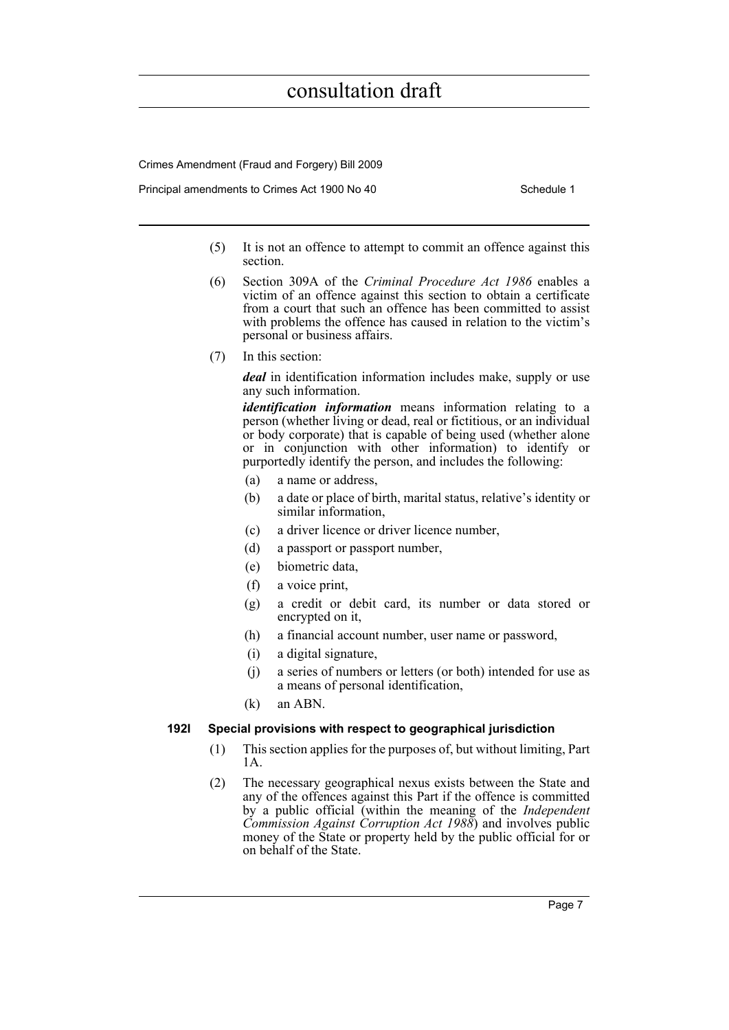(5) It is not an offence to attempt to commit an offence against this section.

(6) Section 309A of the *Criminal Procedure Act 1986* enables a victim of an offence against this section to obtain a certificate from a court that such an offence has been committed to assist with problems the offence has caused in relation to the victim's personal or business affairs.

(7) In this section:

***deal*** in identification information includes make, supply or use any such information.

***identification information*** means information relating to a person (whether living or dead, real or fictitious, or an individual or body corporate) that is capable of being used (whether alone or in conjunction with other information) to identify or purportedly identify the person, and includes the following:

- (a) a name or address,
- (b) a date or place of birth, marital status, relative's identity or similar information,
- (c) a driver licence or driver licence number,
- (d) a passport or passport number,
- (e) biometric data,
- (f) a voice print,
- (g) a credit or debit card, its number or data stored or encrypted on it,
- (h) a financial account number, user name or password,
- (i) a digital signature,
- (j) a series of numbers or letters (or both) intended for use as a means of personal identification,
- (k) an ABN.

### 192I Special provisions with respect to geographical jurisdiction

(1) This section applies for the purposes of, but without limiting, Part 1A.

(2) The necessary geographical nexus exists between the State and any of the offences against this Part if the offence is committed by a public official (within the meaning of the *Independent Commission Against Corruption Act 1988*) and involves public money of the State or property held by the public official for or on behalf of the State.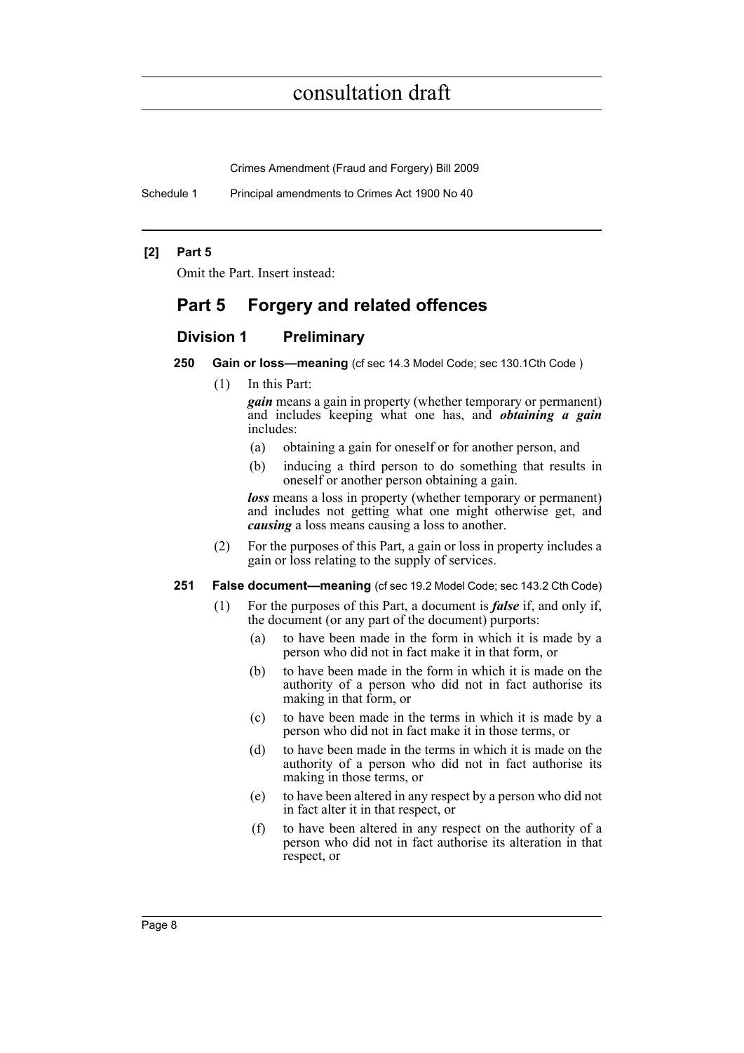**[2] Part 5**

Omit the Part. Insert instead:

## Part 5 Forgery and related offences

### Division 1 Preliminary

**250 Gain or loss—meaning** (cf sec 14.3 Model Code; sec 130.1Cth Code )

(1) In this Part:

***gain*** means a gain in property (whether temporary or permanent) and includes keeping what one has, and ***obtaining a gain*** includes:

- (a) obtaining a gain for oneself or for another person, and
- (b) inducing a third person to do something that results in oneself or another person obtaining a gain.

***loss*** means a loss in property (whether temporary or permanent) and includes not getting what one might otherwise get, and ***causing*** a loss means causing a loss to another.

(2) For the purposes of this Part, a gain or loss in property includes a gain or loss relating to the supply of services.

**251 False document—meaning** (cf sec 19.2 Model Code; sec 143.2 Cth Code)

(1) For the purposes of this Part, a document is ***false*** if, and only if, the document (or any part of the document) purports:

- (a) to have been made in the form in which it is made by a person who did not in fact make it in that form, or
- (b) to have been made in the form in which it is made on the authority of a person who did not in fact authorise its making in that form, or
- (c) to have been made in the terms in which it is made by a person who did not in fact make it in those terms, or
- (d) to have been made in the terms in which it is made on the authority of a person who did not in fact authorise its making in those terms, or
- (e) to have been altered in any respect by a person who did not in fact alter it in that respect, or
- (f) to have been altered in any respect on the authority of a person who did not in fact authorise its alteration in that respect, or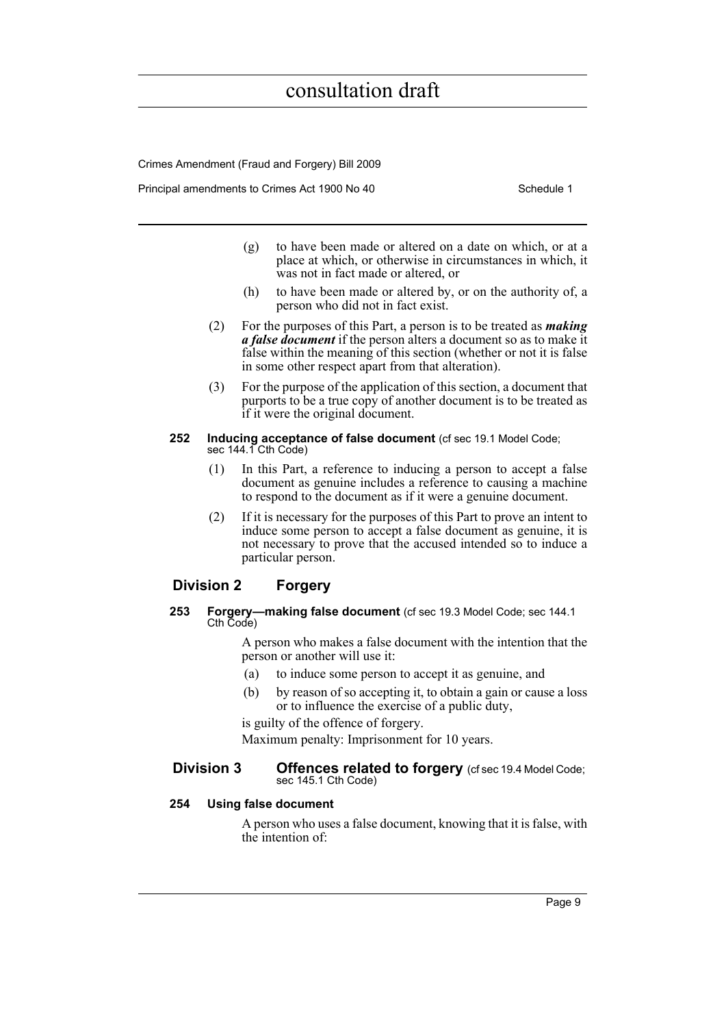(g) to have been made or altered on a date on which, or at a place at which, or otherwise in circumstances in which, it was not in fact made or altered, or

(h) to have been made or altered by, or on the authority of, a person who did not in fact exist.

(2) For the purposes of this Part, a person is to be treated as ***making a false document*** if the person alters a document so as to make it false within the meaning of this section (whether or not it is false in some other respect apart from that alteration).

(3) For the purpose of the application of this section, a document that purports to be a true copy of another document is to be treated as if it were the original document.

**252 Inducing acceptance of false document** (cf sec 19.1 Model Code; sec 144.1 Cth Code)

(1) In this Part, a reference to inducing a person to accept a false document as genuine includes a reference to causing a machine to respond to the document as if it were a genuine document.

(2) If it is necessary for the purposes of this Part to prove an intent to induce some person to accept a false document as genuine, it is not necessary to prove that the accused intended so to induce a particular person.

## Division 2 Forgery

**253 Forgery—making false document** (cf sec 19.3 Model Code; sec 144.1 Cth Code)

A person who makes a false document with the intention that the person or another will use it:

(a) to induce some person to accept it as genuine, and

(b) by reason of so accepting it, to obtain a gain or cause a loss or to influence the exercise of a public duty,

is guilty of the offence of forgery.

Maximum penalty: Imprisonment for 10 years.

## Division 3 Offences related to forgery (cf sec 19.4 Model Code; sec 145.1 Cth Code)

**254 Using false document**

A person who uses a false document, knowing that it is false, with the intention of: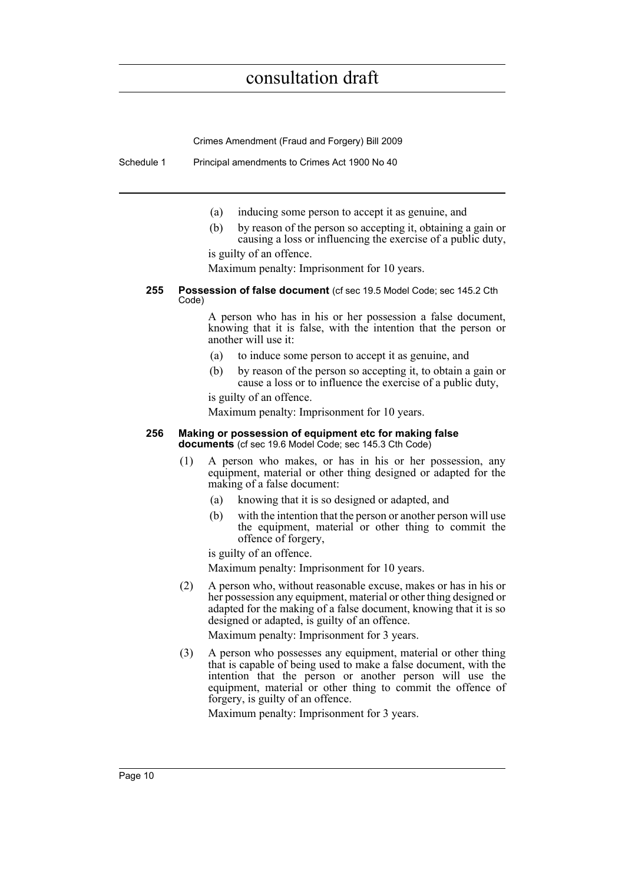(a) inducing some person to accept it as genuine, and

(b) by reason of the person so accepting it, obtaining a gain or causing a loss or influencing the exercise of a public duty,

is guilty of an offence.

Maximum penalty: Imprisonment for 10 years.

### 255 Possession of false document (cf sec 19.5 Model Code; sec 145.2 Cth Code)

A person who has in his or her possession a false document, knowing that it is false, with the intention that the person or another will use it:

(a) to induce some person to accept it as genuine, and

(b) by reason of the person so accepting it, to obtain a gain or cause a loss or to influence the exercise of a public duty,

is guilty of an offence.

Maximum penalty: Imprisonment for 10 years.

### 256 Making or possession of equipment etc for making false documents (cf sec 19.6 Model Code; sec 145.3 Cth Code)

(1) A person who makes, or has in his or her possession, any equipment, material or other thing designed or adapted for the making of a false document:

(a) knowing that it is so designed or adapted, and

(b) with the intention that the person or another person will use the equipment, material or other thing to commit the offence of forgery,

is guilty of an offence.

Maximum penalty: Imprisonment for 10 years.

(2) A person who, without reasonable excuse, makes or has in his or her possession any equipment, material or other thing designed or adapted for the making of a false document, knowing that it is so designed or adapted, is guilty of an offence.

Maximum penalty: Imprisonment for 3 years.

(3) A person who possesses any equipment, material or other thing that is capable of being used to make a false document, with the intention that the person or another person will use the equipment, material or other thing to commit the offence of forgery, is guilty of an offence.

Maximum penalty: Imprisonment for 3 years.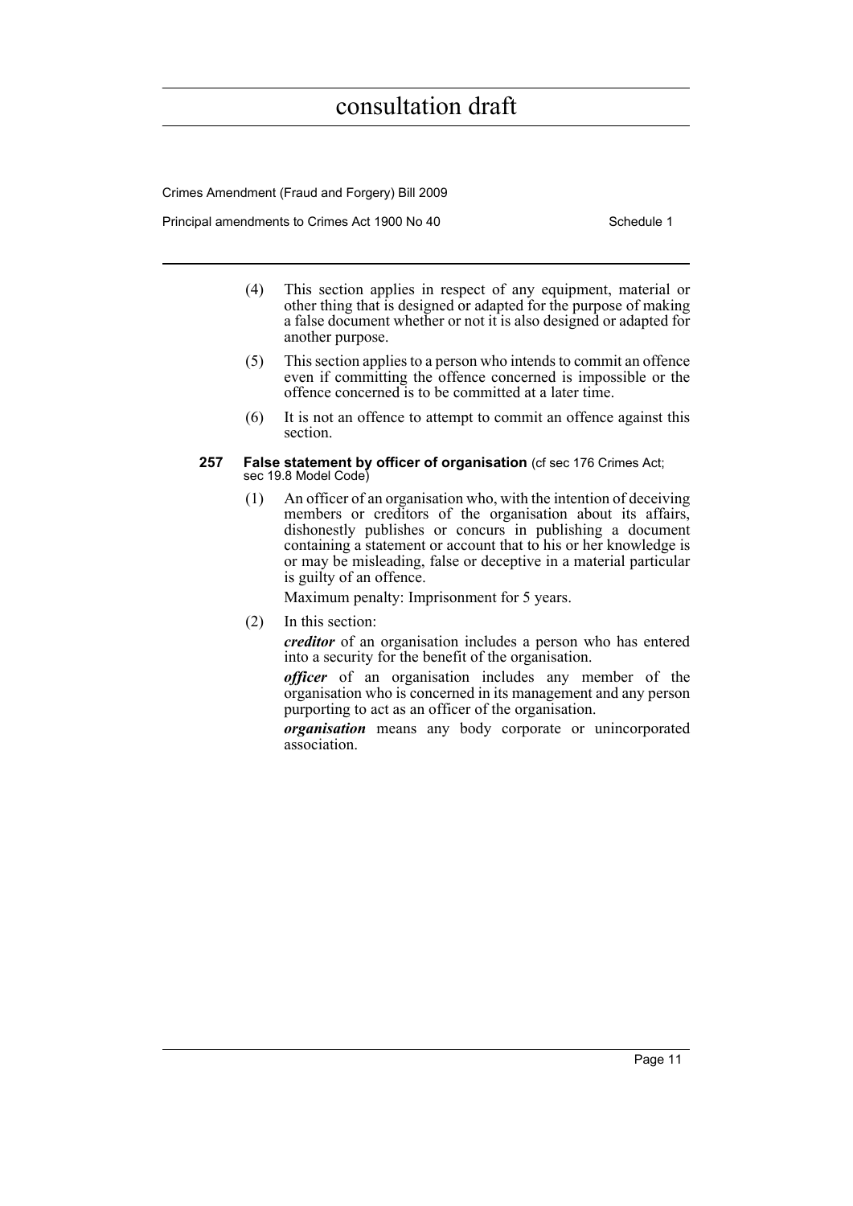(4) This section applies in respect of any equipment, material or other thing that is designed or adapted for the purpose of making a false document whether or not it is also designed or adapted for another purpose.

(5) This section applies to a person who intends to commit an offence even if committing the offence concerned is impossible or the offence concerned is to be committed at a later time.

(6) It is not an offence to attempt to commit an offence against this section.

### 257 False statement by officer of organisation (cf sec 176 Crimes Act; sec 19.8 Model Code)

(1) An officer of an organisation who, with the intention of deceiving members or creditors of the organisation about its affairs, dishonestly publishes or concurs in publishing a document containing a statement or account that to his or her knowledge is or may be misleading, false or deceptive in a material particular is guilty of an offence.

Maximum penalty: Imprisonment for 5 years.

(2) In this section:

***creditor*** of an organisation includes a person who has entered into a security for the benefit of the organisation.

***officer*** of an organisation includes any member of the organisation who is concerned in its management and any person purporting to act as an officer of the organisation.

***organisation*** means any body corporate or unincorporated association.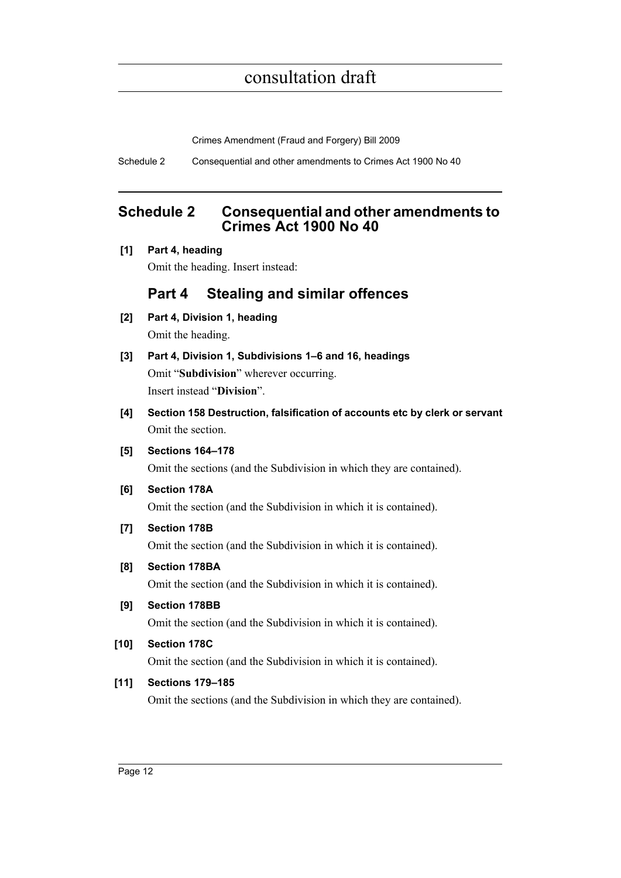# Schedule 2 Consequential and other amendments to Crimes Act 1900 No 40

**[1] Part 4, heading**

Omit the heading. Insert instead:

## Part 4 Stealing and similar offences

**[2] Part 4, Division 1, heading**

Omit the heading.

**[3] Part 4, Division 1, Subdivisions 1–6 and 16, headings**

Omit "**Subdivision**" wherever occurring.

Insert instead "**Division**".

**[4] Section 158 Destruction, falsification of accounts etc by clerk or servant**

Omit the section.

**[5] Sections 164–178**

Omit the sections (and the Subdivision in which they are contained).

**[6] Section 178A**

Omit the section (and the Subdivision in which it is contained).

**[7] Section 178B**

Omit the section (and the Subdivision in which it is contained).

**[8] Section 178BA**

Omit the section (and the Subdivision in which it is contained).

**[9] Section 178BB**

Omit the section (and the Subdivision in which it is contained).

**[10] Section 178C**

Omit the section (and the Subdivision in which it is contained).

**[11] Sections 179–185**

Omit the sections (and the Subdivision in which they are contained).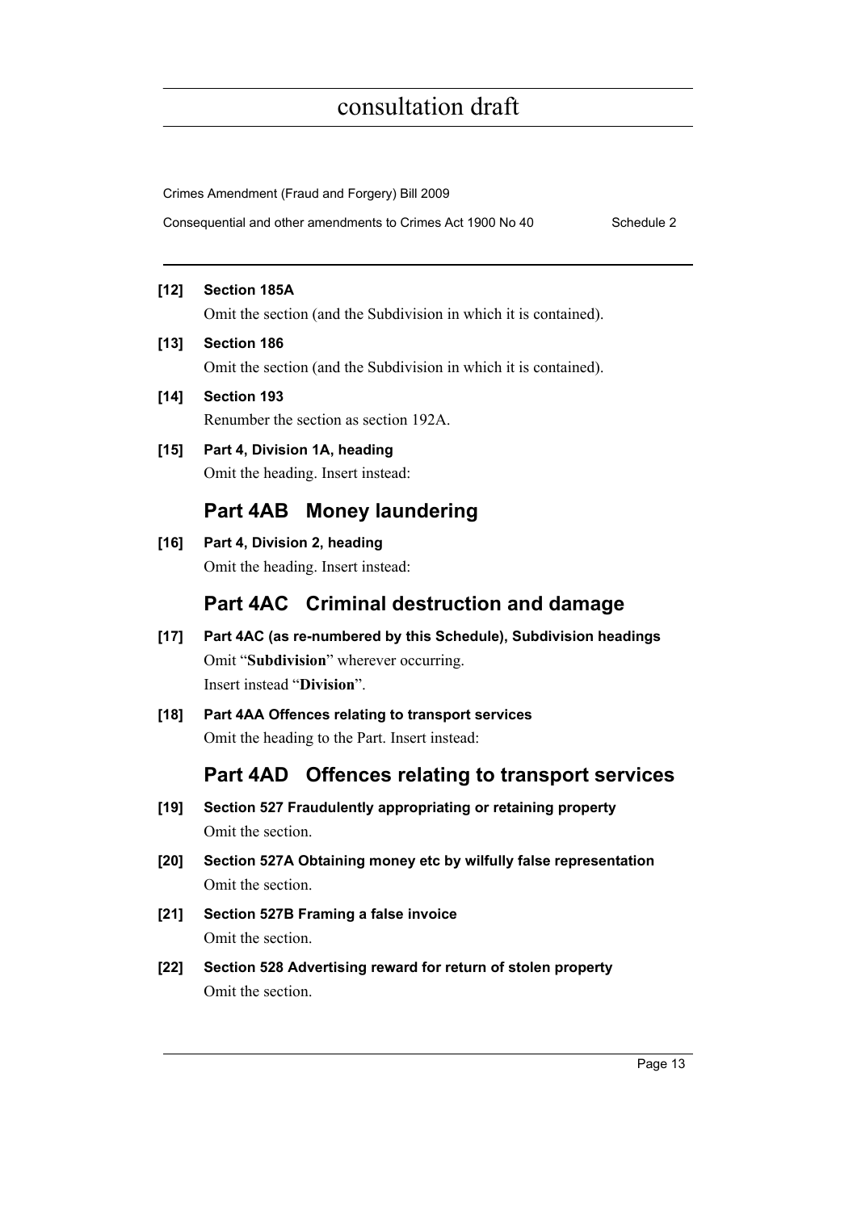**[12] Section 185A**

Omit the section (and the Subdivision in which it is contained).

**[13] Section 186**

Omit the section (and the Subdivision in which it is contained).

**[14] Section 193**

Renumber the section as section 192A.

**[15] Part 4, Division 1A, heading**

Omit the heading. Insert instead:

## Part 4AB Money laundering

**[16] Part 4, Division 2, heading**

Omit the heading. Insert instead:

## Part 4AC Criminal destruction and damage

**[17] Part 4AC (as re-numbered by this Schedule), Subdivision headings**

Omit "**Subdivision**" wherever occurring.

Insert instead "**Division**".

**[18] Part 4AA Offences relating to transport services**

Omit the heading to the Part. Insert instead:

## Part 4AD Offences relating to transport services

**[19] Section 527 Fraudulently appropriating or retaining property**

Omit the section.

**[20] Section 527A Obtaining money etc by wilfully false representation**

Omit the section.

**[21] Section 527B Framing a false invoice**

Omit the section.

**[22] Section 528 Advertising reward for return of stolen property**

Omit the section.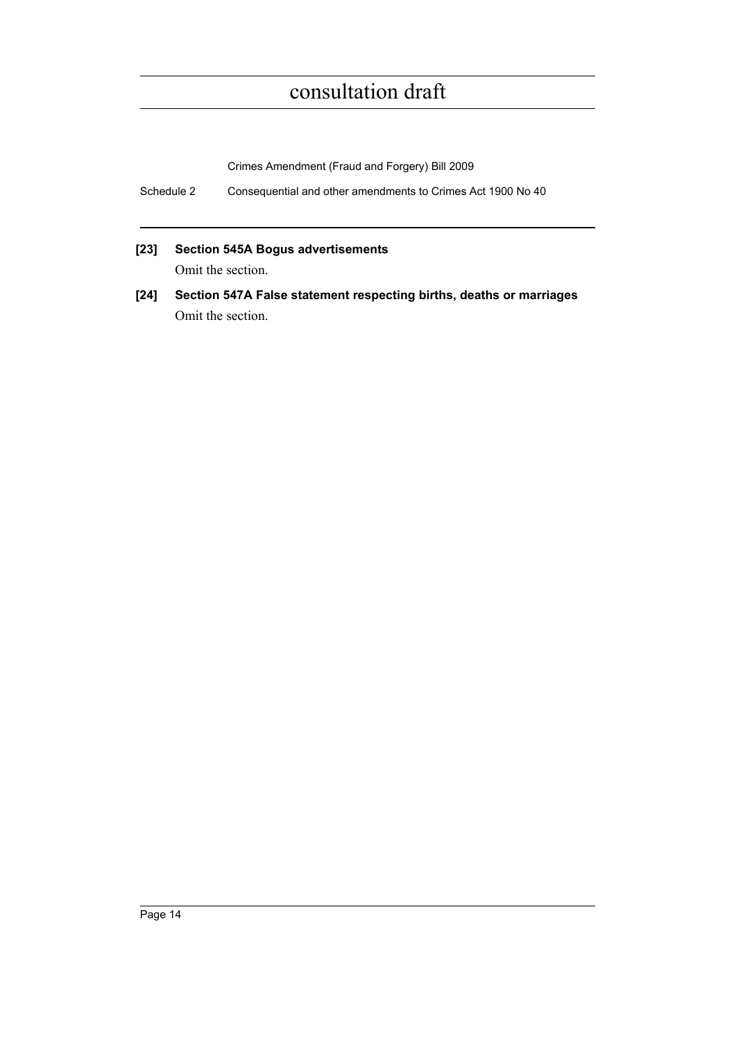**[23] Section 545A Bogus advertisements**

Omit the section.

**[24] Section 547A False statement respecting births, deaths or marriages**

Omit the section.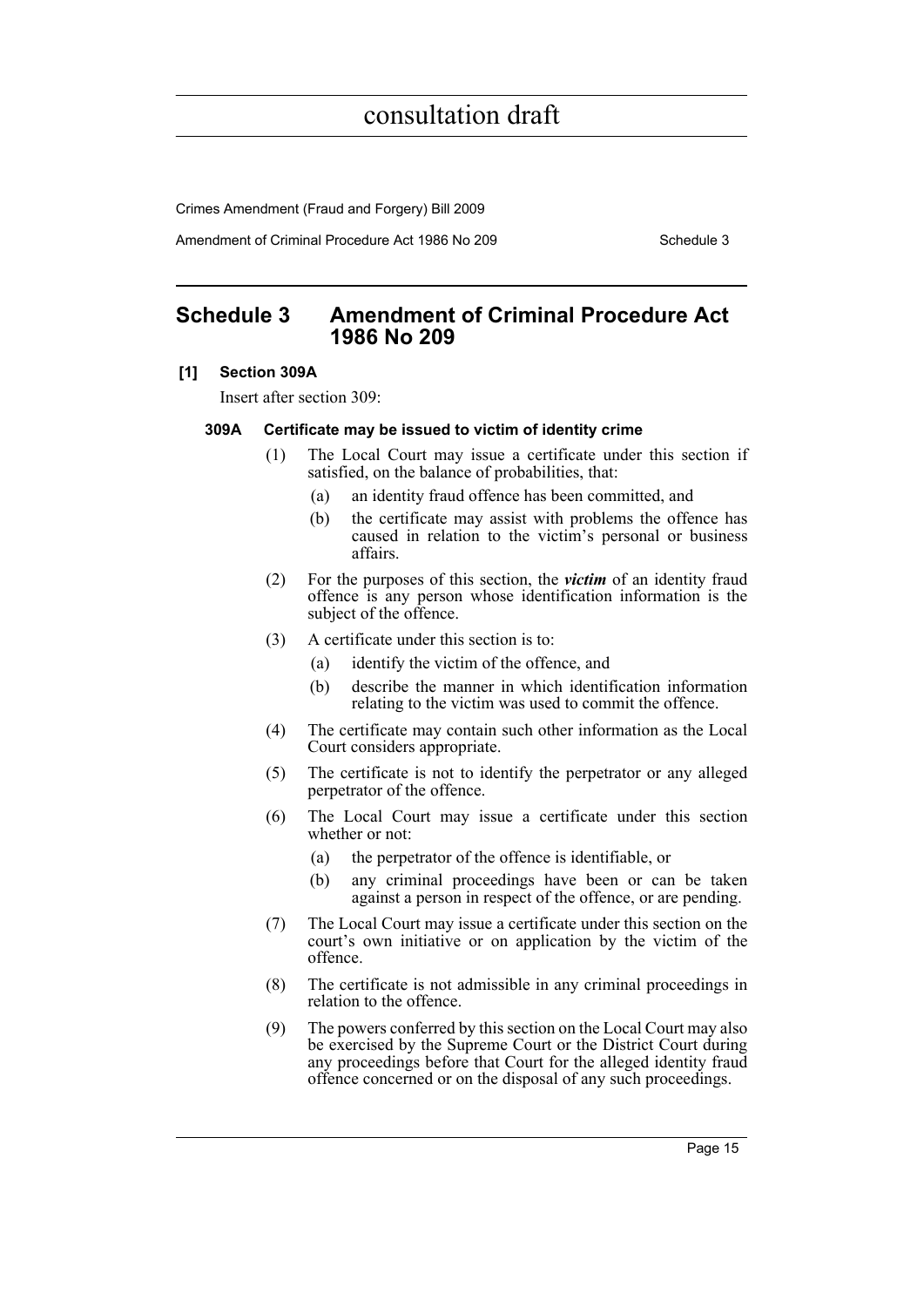# Schedule 3 Amendment of Criminal Procedure Act 1986 No 209

**[1] Section 309A**

Insert after section 309:

**309A Certificate may be issued to victim of identity crime**

(1) The Local Court may issue a certificate under this section if satisfied, on the balance of probabilities, that:

(a) an identity fraud offence has been committed, and

(b) the certificate may assist with problems the offence has caused in relation to the victim's personal or business affairs.

(2) For the purposes of this section, the ***victim*** of an identity fraud offence is any person whose identification information is the subject of the offence.

(3) A certificate under this section is to:

(a) identify the victim of the offence, and

(b) describe the manner in which identification information relating to the victim was used to commit the offence.

(4) The certificate may contain such other information as the Local Court considers appropriate.

(5) The certificate is not to identify the perpetrator or any alleged perpetrator of the offence.

(6) The Local Court may issue a certificate under this section whether or not:

(a) the perpetrator of the offence is identifiable, or

(b) any criminal proceedings have been or can be taken against a person in respect of the offence, or are pending.

(7) The Local Court may issue a certificate under this section on the court's own initiative or on application by the victim of the offence.

(8) The certificate is not admissible in any criminal proceedings in relation to the offence.

(9) The powers conferred by this section on the Local Court may also be exercised by the Supreme Court or the District Court during any proceedings before that Court for the alleged identity fraud offence concerned or on the disposal of any such proceedings.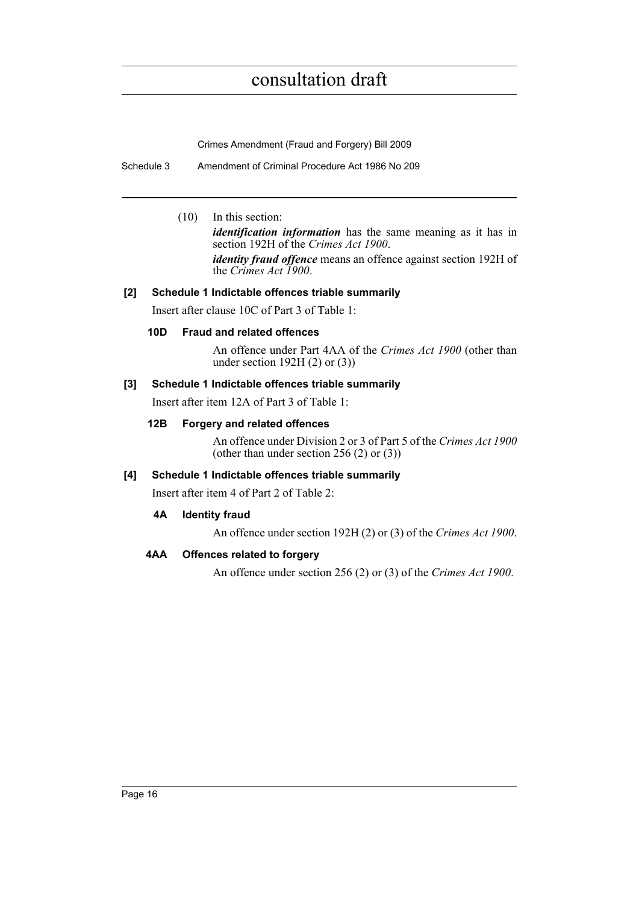(10) In this section:

***identification information*** has the same meaning as it has in section 192H of the *Crimes Act 1900*.

***identity fraud offence*** means an offence against section 192H of the *Crimes Act 1900*.

**[2] Schedule 1 Indictable offences triable summarily**

Insert after clause 10C of Part 3 of Table 1:

**10D Fraud and related offences**

An offence under Part 4AA of the *Crimes Act 1900* (other than under section 192H (2) or (3))

**[3] Schedule 1 Indictable offences triable summarily**

Insert after item 12A of Part 3 of Table 1:

**12B Forgery and related offences**

An offence under Division 2 or 3 of Part 5 of the *Crimes Act 1900* (other than under section 256 (2) or (3))

**[4] Schedule 1 Indictable offences triable summarily**

Insert after item 4 of Part 2 of Table 2:

**4A Identity fraud**

An offence under section 192H (2) or (3) of the *Crimes Act 1900*.

**4AA Offences related to forgery**

An offence under section 256 (2) or (3) of the *Crimes Act 1900*.